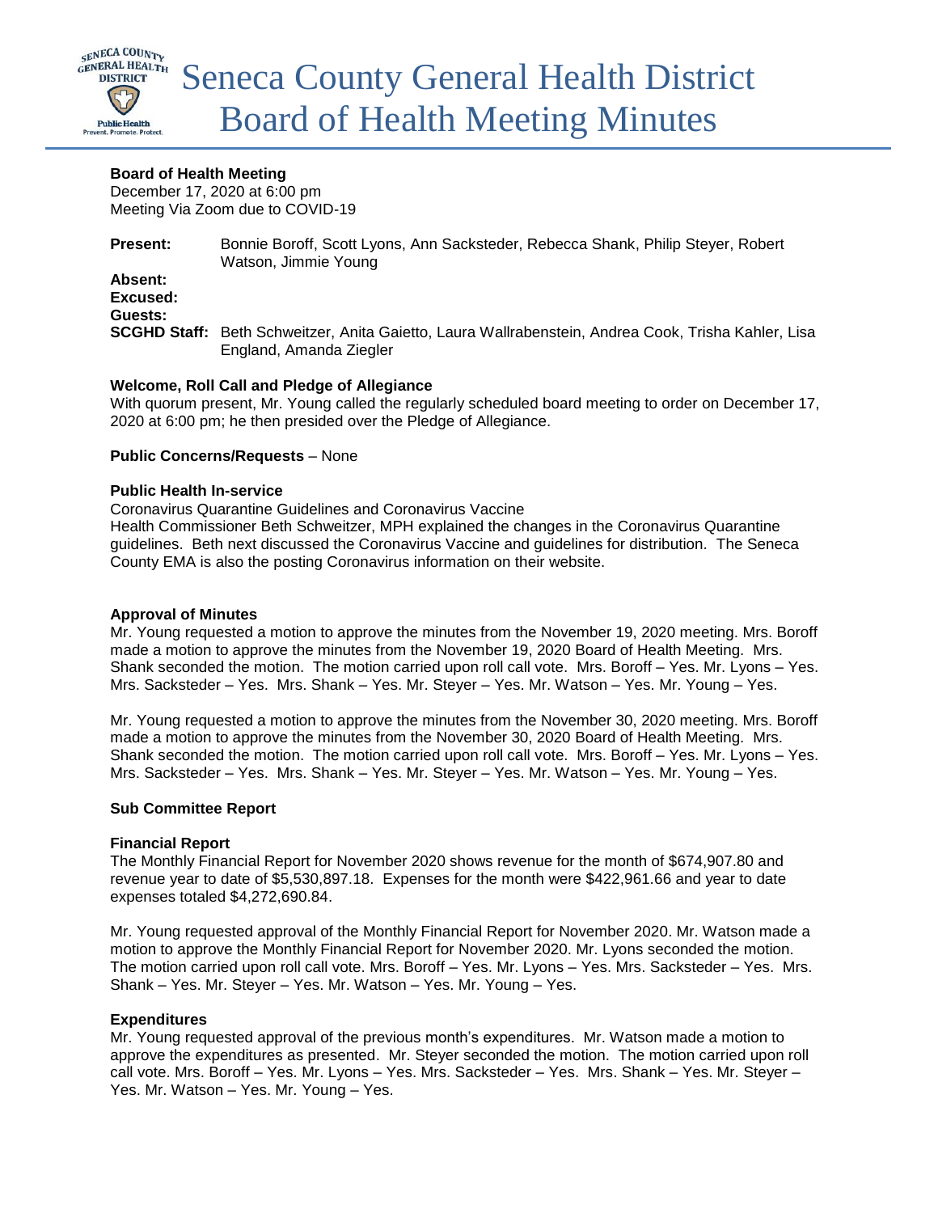# Seneca County General Health District Board of Health Meeting Minutes

**Board of Health Meeting**
December 17, 2020 at 6:00 pm
Meeting Via Zoom due to COVID-19

**Present:** Bonnie Boroff, Scott Lyons, Ann Sacksteder, Rebecca Shank, Philip Steyer, Robert Watson, Jimmie Young
**Absent:**
**Excused:**
**Guests:**
**SCGHD Staff:** Beth Schweitzer, Anita Gaietto, Laura Wallrabenstein, Andrea Cook, Trisha Kahler, Lisa England, Amanda Ziegler

**Welcome, Roll Call and Pledge of Allegiance**
With quorum present, Mr. Young called the regularly scheduled board meeting to order on December 17, 2020 at 6:00 pm; he then presided over the Pledge of Allegiance.

**Public Concerns/Requests** – None

**Public Health In-service**
Coronavirus Quarantine Guidelines and Coronavirus Vaccine
Health Commissioner Beth Schweitzer, MPH explained the changes in the Coronavirus Quarantine guidelines. Beth next discussed the Coronavirus Vaccine and guidelines for distribution. The Seneca County EMA is also the posting Coronavirus information on their website.

**Approval of Minutes**
Mr. Young requested a motion to approve the minutes from the November 19, 2020 meeting. Mrs. Boroff made a motion to approve the minutes from the November 19, 2020 Board of Health Meeting. Mrs. Shank seconded the motion. The motion carried upon roll call vote. Mrs. Boroff – Yes. Mr. Lyons – Yes. Mrs. Sacksteder – Yes. Mrs. Shank – Yes. Mr. Steyer – Yes. Mr. Watson – Yes. Mr. Young – Yes.

Mr. Young requested a motion to approve the minutes from the November 30, 2020 meeting. Mrs. Boroff made a motion to approve the minutes from the November 30, 2020 Board of Health Meeting. Mrs. Shank seconded the motion. The motion carried upon roll call vote. Mrs. Boroff – Yes. Mr. Lyons – Yes. Mrs. Sacksteder – Yes. Mrs. Shank – Yes. Mr. Steyer – Yes. Mr. Watson – Yes. Mr. Young – Yes.

**Sub Committee Report**

**Financial Report**
The Monthly Financial Report for November 2020 shows revenue for the month of $674,907.80 and revenue year to date of $5,530,897.18. Expenses for the month were $422,961.66 and year to date expenses totaled $4,272,690.84.

Mr. Young requested approval of the Monthly Financial Report for November 2020. Mr. Watson made a motion to approve the Monthly Financial Report for November 2020. Mr. Lyons seconded the motion. The motion carried upon roll call vote. Mrs. Boroff – Yes. Mr. Lyons – Yes. Mrs. Sacksteder – Yes. Mrs. Shank – Yes. Mr. Steyer – Yes. Mr. Watson – Yes. Mr. Young – Yes.

**Expenditures**
Mr. Young requested approval of the previous month's expenditures. Mr. Watson made a motion to approve the expenditures as presented. Mr. Steyer seconded the motion. The motion carried upon roll call vote. Mrs. Boroff – Yes. Mr. Lyons – Yes. Mrs. Sacksteder – Yes. Mrs. Shank – Yes. Mr. Steyer – Yes. Mr. Watson – Yes. Mr. Young – Yes.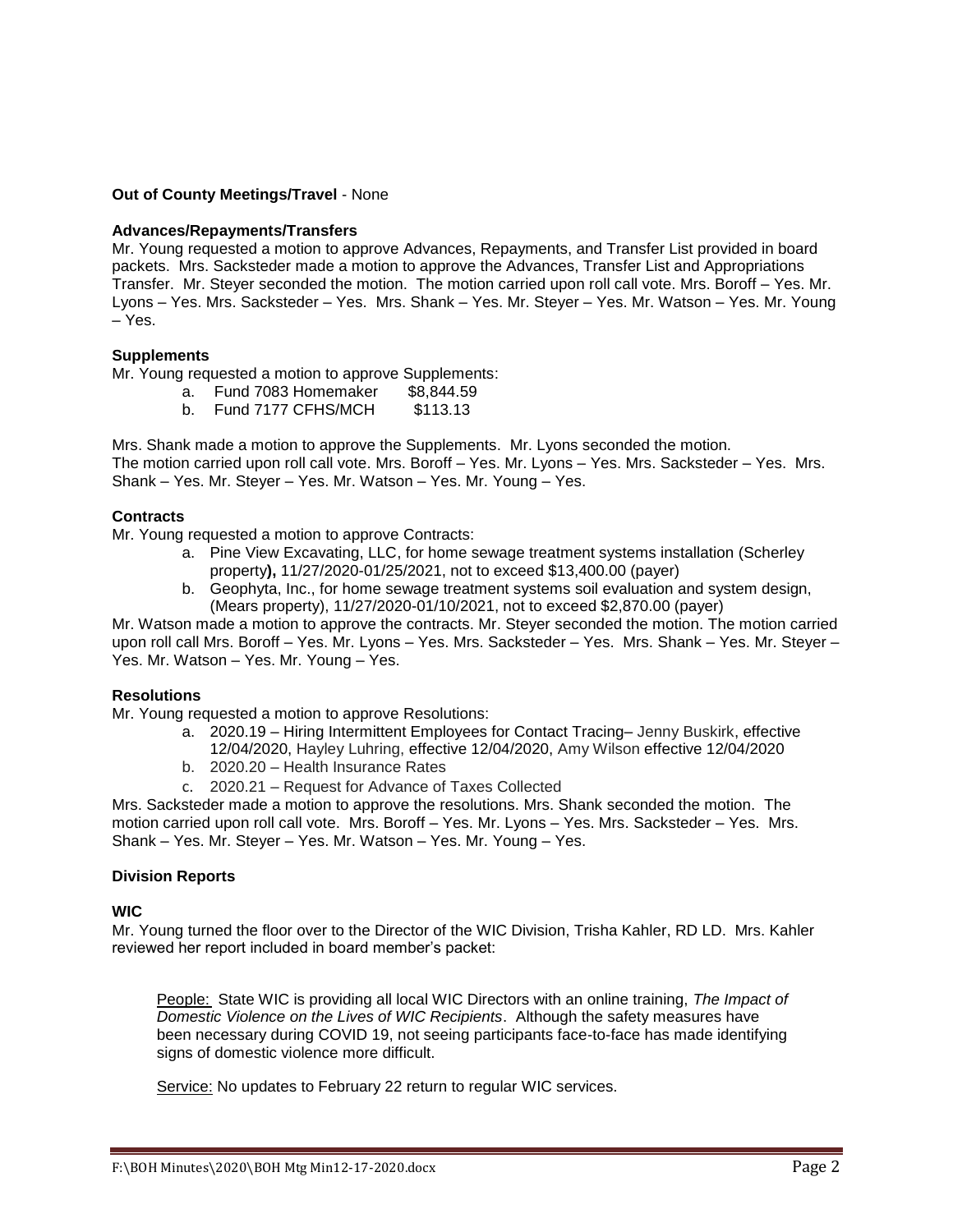**Out of County Meetings/Travel** - None

**Advances/Repayments/Transfers**

Mr. Young requested a motion to approve Advances, Repayments, and Transfer List provided in board packets. Mrs. Sacksteder made a motion to approve the Advances, Transfer List and Appropriations Transfer. Mr. Steyer seconded the motion. The motion carried upon roll call vote. Mrs. Boroff – Yes. Mr. Lyons – Yes. Mrs. Sacksteder – Yes. Mrs. Shank – Yes. Mr. Steyer – Yes. Mr. Watson – Yes. Mr. Young – Yes.

**Supplements**

Mr. Young requested a motion to approve Supplements:

a. Fund 7083 Homemaker $8,844.59
b. Fund 7177 CFHS/MCH $113.13

Mrs. Shank made a motion to approve the Supplements. Mr. Lyons seconded the motion. The motion carried upon roll call vote. Mrs. Boroff – Yes. Mr. Lyons – Yes. Mrs. Sacksteder – Yes. Mrs. Shank – Yes. Mr. Steyer – Yes. Mr. Watson – Yes. Mr. Young – Yes.

**Contracts**

Mr. Young requested a motion to approve Contracts:

a. Pine View Excavating, LLC, for home sewage treatment systems installation (Scherley property**),** 11/27/2020-01/25/2021, not to exceed $13,400.00 (payer)
b. Geophyta, Inc., for home sewage treatment systems soil evaluation and system design, (Mears property), 11/27/2020-01/10/2021, not to exceed $2,870.00 (payer)

Mr. Watson made a motion to approve the contracts. Mr. Steyer seconded the motion. The motion carried upon roll call Mrs. Boroff – Yes. Mr. Lyons – Yes. Mrs. Sacksteder – Yes. Mrs. Shank – Yes. Mr. Steyer – Yes. Mr. Watson – Yes. Mr. Young – Yes.

**Resolutions**

Mr. Young requested a motion to approve Resolutions:

a. 2020.19 – Hiring Intermittent Employees for Contact Tracing– Jenny Buskirk, effective 12/04/2020, Hayley Luhring, effective 12/04/2020, Amy Wilson effective 12/04/2020
b. 2020.20 – Health Insurance Rates
c. 2020.21 – Request for Advance of Taxes Collected

Mrs. Sacksteder made a motion to approve the resolutions. Mrs. Shank seconded the motion. The motion carried upon roll call vote. Mrs. Boroff – Yes. Mr. Lyons – Yes. Mrs. Sacksteder – Yes. Mrs. Shank – Yes. Mr. Steyer – Yes. Mr. Watson – Yes. Mr. Young – Yes.

**Division Reports**

**WIC**

Mr. Young turned the floor over to the Director of the WIC Division, Trisha Kahler, RD LD. Mrs. Kahler reviewed her report included in board member's packet:

People: State WIC is providing all local WIC Directors with an online training, *The Impact of Domestic Violence on the Lives of WIC Recipients*. Although the safety measures have been necessary during COVID 19, not seeing participants face-to-face has made identifying signs of domestic violence more difficult.

Service: No updates to February 22 return to regular WIC services.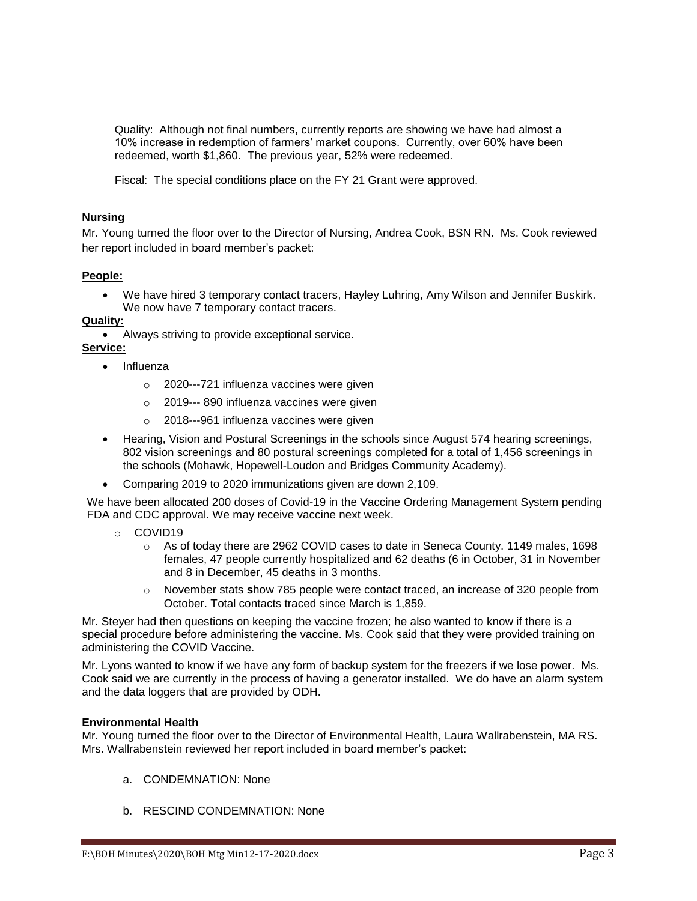Quality: Although not final numbers, currently reports are showing we have had almost a 10% increase in redemption of farmers' market coupons. Currently, over 60% have been redeemed, worth $1,860. The previous year, 52% were redeemed.

Fiscal: The special conditions place on the FY 21 Grant were approved.

**Nursing**

Mr. Young turned the floor over to the Director of Nursing, Andrea Cook, BSN RN. Ms. Cook reviewed her report included in board member's packet:

**People:**

- We have hired 3 temporary contact tracers, Hayley Luhring, Amy Wilson and Jennifer Buskirk. We now have 7 temporary contact tracers.

**Quality:**

- Always striving to provide exceptional service.

**Service:**

- Influenza
  - 2020---721 influenza vaccines were given
  - 2019--- 890 influenza vaccines were given
  - 2018---961 influenza vaccines were given
- Hearing, Vision and Postural Screenings in the schools since August 574 hearing screenings, 802 vision screenings and 80 postural screenings completed for a total of 1,456 screenings in the schools (Mohawk, Hopewell-Loudon and Bridges Community Academy).
- Comparing 2019 to 2020 immunizations given are down 2,109.

We have been allocated 200 doses of Covid-19 in the Vaccine Ordering Management System pending FDA and CDC approval. We may receive vaccine next week.

- COVID19
  - As of today there are 2962 COVID cases to date in Seneca County. 1149 males, 1698 females, 47 people currently hospitalized and 62 deaths (6 in October, 31 in November and 8 in December, 45 deaths in 3 months.
  - November stats show 785 people were contact traced, an increase of 320 people from October. Total contacts traced since March is 1,859.

Mr. Steyer had then questions on keeping the vaccine frozen; he also wanted to know if there is a special procedure before administering the vaccine. Ms. Cook said that they were provided training on administering the COVID Vaccine.

Mr. Lyons wanted to know if we have any form of backup system for the freezers if we lose power. Ms. Cook said we are currently in the process of having a generator installed. We do have an alarm system and the data loggers that are provided by ODH.

**Environmental Health**

Mr. Young turned the floor over to the Director of Environmental Health, Laura Wallrabenstein, MA RS. Mrs. Wallrabenstein reviewed her report included in board member's packet:

a. CONDEMNATION: None

b. RESCIND CONDEMNATION: None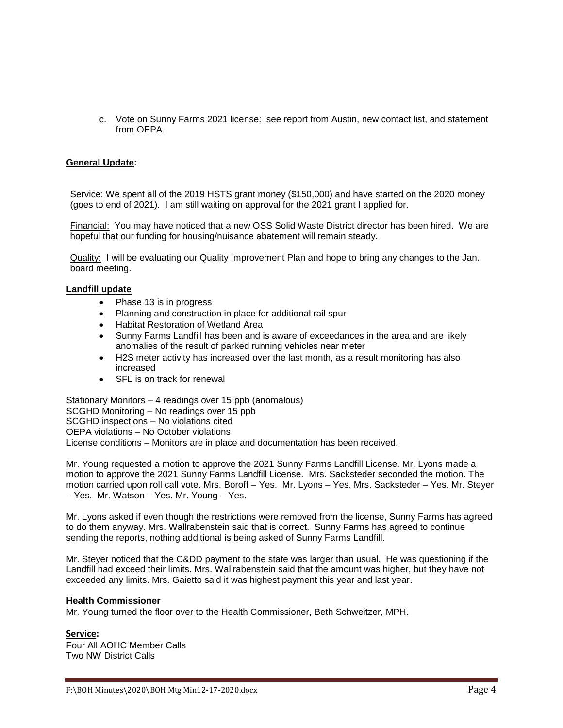c. Vote on Sunny Farms 2021 license: see report from Austin, new contact list, and statement from OEPA.

**General Update:**

Service: We spent all of the 2019 HSTS grant money ($150,000) and have started on the 2020 money (goes to end of 2021). I am still waiting on approval for the 2021 grant I applied for.

Financial: You may have noticed that a new OSS Solid Waste District director has been hired. We are hopeful that our funding for housing/nuisance abatement will remain steady.

Quality: I will be evaluating our Quality Improvement Plan and hope to bring any changes to the Jan. board meeting.

**Landfill update**

- Phase 13 is in progress
- Planning and construction in place for additional rail spur
- Habitat Restoration of Wetland Area
- Sunny Farms Landfill has been and is aware of exceedances in the area and are likely anomalies of the result of parked running vehicles near meter
- H2S meter activity has increased over the last month, as a result monitoring has also increased
- SFL is on track for renewal

Stationary Monitors – 4 readings over 15 ppb (anomalous)
SCGHD Monitoring – No readings over 15 ppb
SCGHD inspections – No violations cited
OEPA violations – No October violations
License conditions – Monitors are in place and documentation has been received.

Mr. Young requested a motion to approve the 2021 Sunny Farms Landfill License. Mr. Lyons made a motion to approve the 2021 Sunny Farms Landfill License. Mrs. Sacksteder seconded the motion. The motion carried upon roll call vote. Mrs. Boroff – Yes. Mr. Lyons – Yes. Mrs. Sacksteder – Yes. Mr. Steyer – Yes. Mr. Watson – Yes. Mr. Young – Yes.

Mr. Lyons asked if even though the restrictions were removed from the license, Sunny Farms has agreed to do them anyway. Mrs. Wallrabenstein said that is correct. Sunny Farms has agreed to continue sending the reports, nothing additional is being asked of Sunny Farms Landfill.

Mr. Steyer noticed that the C&DD payment to the state was larger than usual. He was questioning if the Landfill had exceed their limits. Mrs. Wallrabenstein said that the amount was higher, but they have not exceeded any limits. Mrs. Gaietto said it was highest payment this year and last year.

**Health Commissioner**

Mr. Young turned the floor over to the Health Commissioner, Beth Schweitzer, MPH.

**Service:**

Four All AOHC Member Calls
Two NW District Calls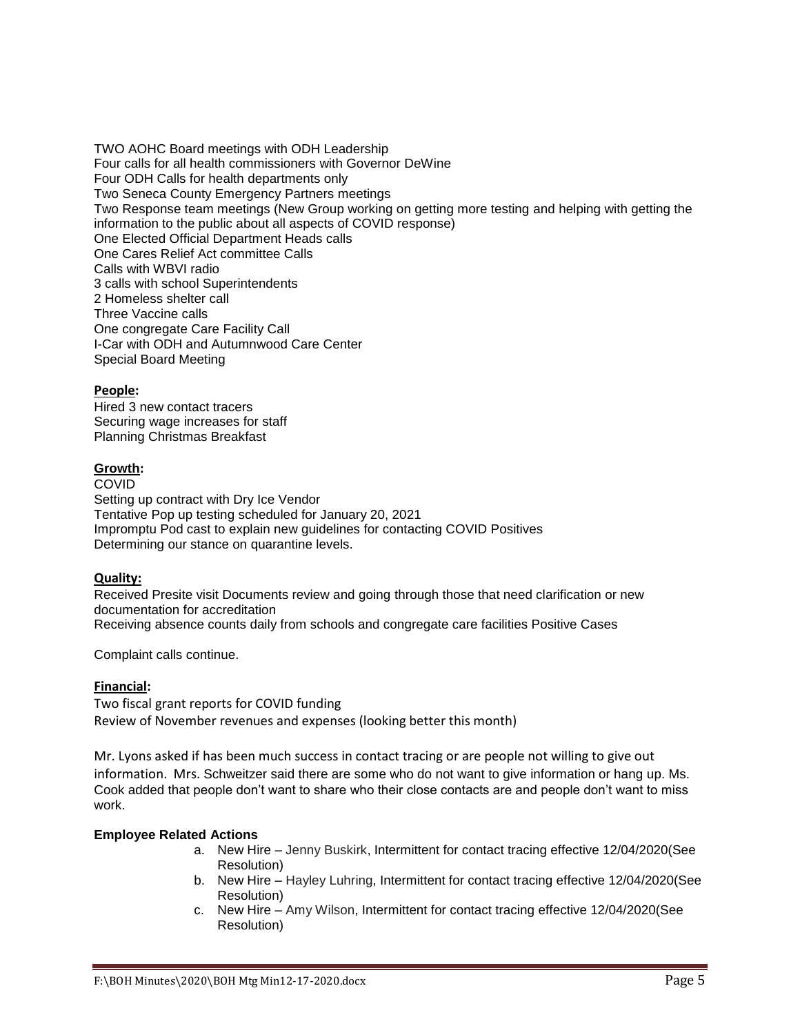TWO AOHC Board meetings with ODH Leadership
Four calls for all health commissioners with Governor DeWine
Four ODH Calls for health departments only
Two Seneca County Emergency Partners meetings
Two Response team meetings (New Group working on getting more testing and helping with getting the information to the public about all aspects of COVID response)
One Elected Official Department Heads calls
One Cares Relief Act committee Calls
Calls with WBVI radio
3 calls with school Superintendents
2 Homeless shelter call
Three Vaccine calls
One congregate Care Facility Call
I-Car with ODH and Autumnwood Care Center
Special Board Meeting

**People:**
Hired 3 new contact tracers
Securing wage increases for staff
Planning Christmas Breakfast

**Growth:**
COVID
Setting up contract with Dry Ice Vendor
Tentative Pop up testing scheduled for January 20, 2021
Impromptu Pod cast to explain new guidelines for contacting COVID Positives
Determining our stance on quarantine levels.

**Quality:**
Received Presite visit Documents review and going through those that need clarification or new documentation for accreditation
Receiving absence counts daily from schools and congregate care facilities Positive Cases

Complaint calls continue.

**Financial:**
Two fiscal grant reports for COVID funding
Review of November revenues and expenses (looking better this month)

Mr. Lyons asked if has been much success in contact tracing or are people not willing to give out information. Mrs. Schweitzer said there are some who do not want to give information or hang up. Ms. Cook added that people don't want to share who their close contacts are and people don't want to miss work.

**Employee Related Actions**

a. New Hire – Jenny Buskirk, Intermittent for contact tracing effective 12/04/2020(See Resolution)
b. New Hire – Hayley Luhring, Intermittent for contact tracing effective 12/04/2020(See Resolution)
c. New Hire – Amy Wilson, Intermittent for contact tracing effective 12/04/2020(See Resolution)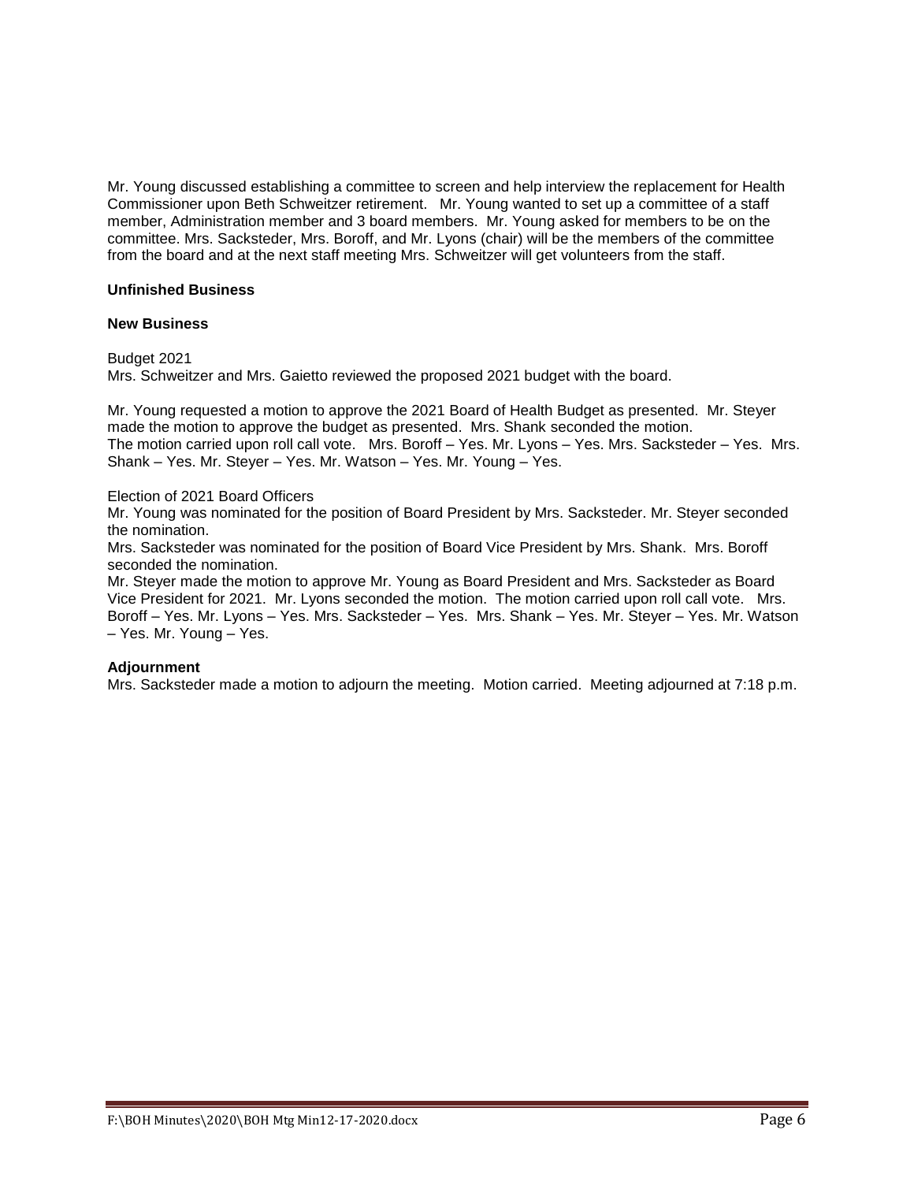Mr. Young discussed establishing a committee to screen and help interview the replacement for Health Commissioner upon Beth Schweitzer retirement. Mr. Young wanted to set up a committee of a staff member, Administration member and 3 board members. Mr. Young asked for members to be on the committee. Mrs. Sacksteder, Mrs. Boroff, and Mr. Lyons (chair) will be the members of the committee from the board and at the next staff meeting Mrs. Schweitzer will get volunteers from the staff.

**Unfinished Business**

**New Business**

Budget 2021
Mrs. Schweitzer and Mrs. Gaietto reviewed the proposed 2021 budget with the board.

Mr. Young requested a motion to approve the 2021 Board of Health Budget as presented. Mr. Steyer made the motion to approve the budget as presented. Mrs. Shank seconded the motion.
The motion carried upon roll call vote. Mrs. Boroff – Yes. Mr. Lyons – Yes. Mrs. Sacksteder – Yes. Mrs. Shank – Yes. Mr. Steyer – Yes. Mr. Watson – Yes. Mr. Young – Yes.

Election of 2021 Board Officers
Mr. Young was nominated for the position of Board President by Mrs. Sacksteder. Mr. Steyer seconded the nomination.
Mrs. Sacksteder was nominated for the position of Board Vice President by Mrs. Shank. Mrs. Boroff seconded the nomination.
Mr. Steyer made the motion to approve Mr. Young as Board President and Mrs. Sacksteder as Board Vice President for 2021. Mr. Lyons seconded the motion. The motion carried upon roll call vote. Mrs. Boroff – Yes. Mr. Lyons – Yes. Mrs. Sacksteder – Yes. Mrs. Shank – Yes. Mr. Steyer – Yes. Mr. Watson – Yes. Mr. Young – Yes.

**Adjournment**
Mrs. Sacksteder made a motion to adjourn the meeting. Motion carried. Meeting adjourned at 7:18 p.m.